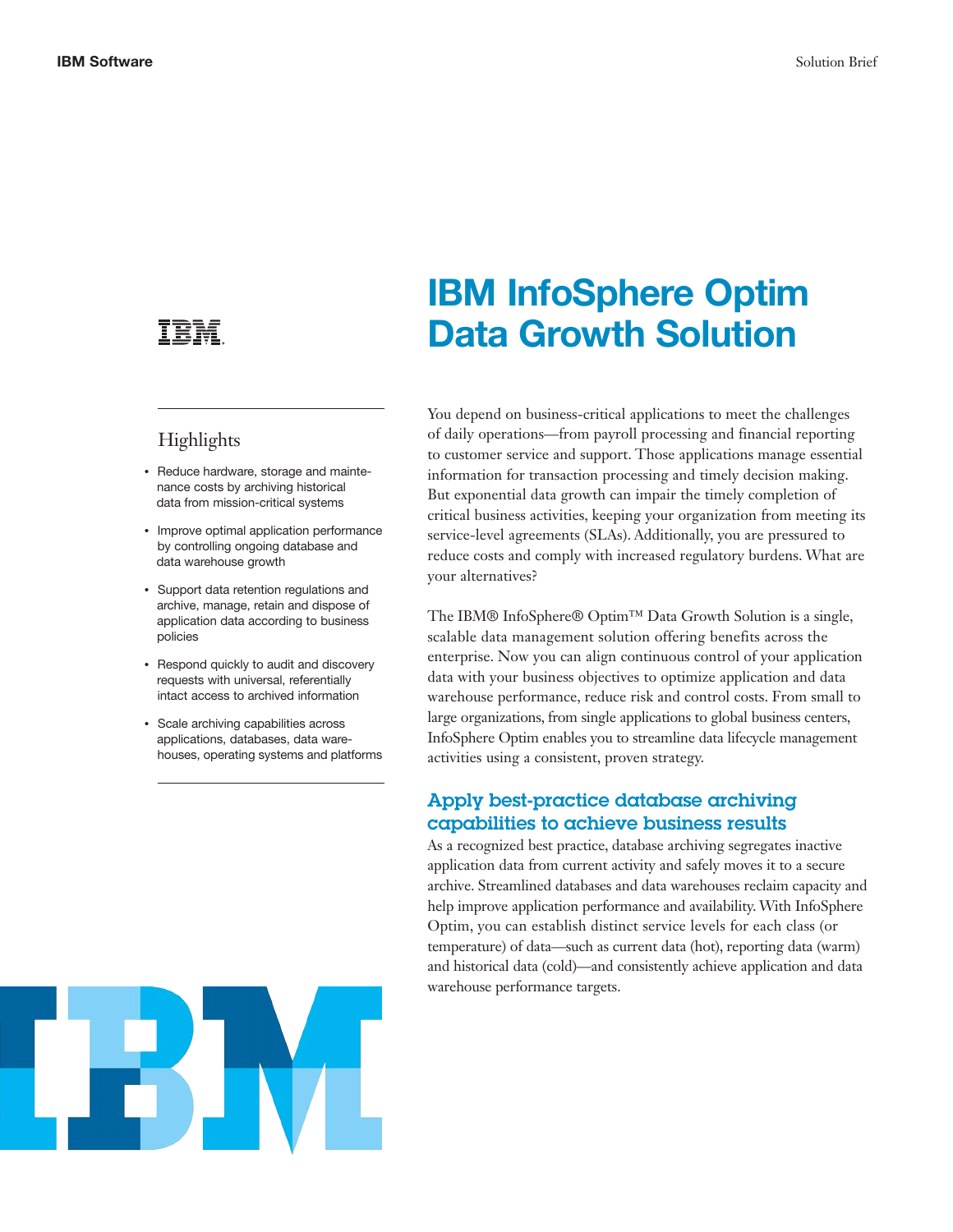# IBM InfoSphere Optim Data Growth Solution

## Highlights

- Reduce hardware, storage and maintenance costs by archiving historical data from mission-critical systems
- Improve optimal application performance by controlling ongoing database and data warehouse growth
- Support data retention regulations and archive, manage, retain and dispose of application data according to business policies
- Respond quickly to audit and discovery requests with universal, referentially intact access to archived information
- Scale archiving capabilities across applications, databases, data warehouses, operating systems and platforms

You depend on business-critical applications to meet the challenges of daily operations—from payroll processing and financial reporting to customer service and support. Those applications manage essential information for transaction processing and timely decision making. But exponential data growth can impair the timely completion of critical business activities, keeping your organization from meeting its service-level agreements (SLAs). Additionally, you are pressured to reduce costs and comply with increased regulatory burdens. What are your alternatives?

The IBM® InfoSphere® Optim™ Data Growth Solution is a single, scalable data management solution offering benefits across the enterprise. Now you can align continuous control of your application data with your business objectives to optimize application and data warehouse performance, reduce risk and control costs. From small to large organizations, from single applications to global business centers, InfoSphere Optim enables you to streamline data lifecycle management activities using a consistent, proven strategy.

## Apply best-practice database archiving capabilities to achieve business results

As a recognized best practice, database archiving segregates inactive application data from current activity and safely moves it to a secure archive. Streamlined databases and data warehouses reclaim capacity and help improve application performance and availability. With InfoSphere Optim, you can establish distinct service levels for each class (or temperature) of data—such as current data (hot), reporting data (warm) and historical data (cold)—and consistently achieve application and data warehouse performance targets.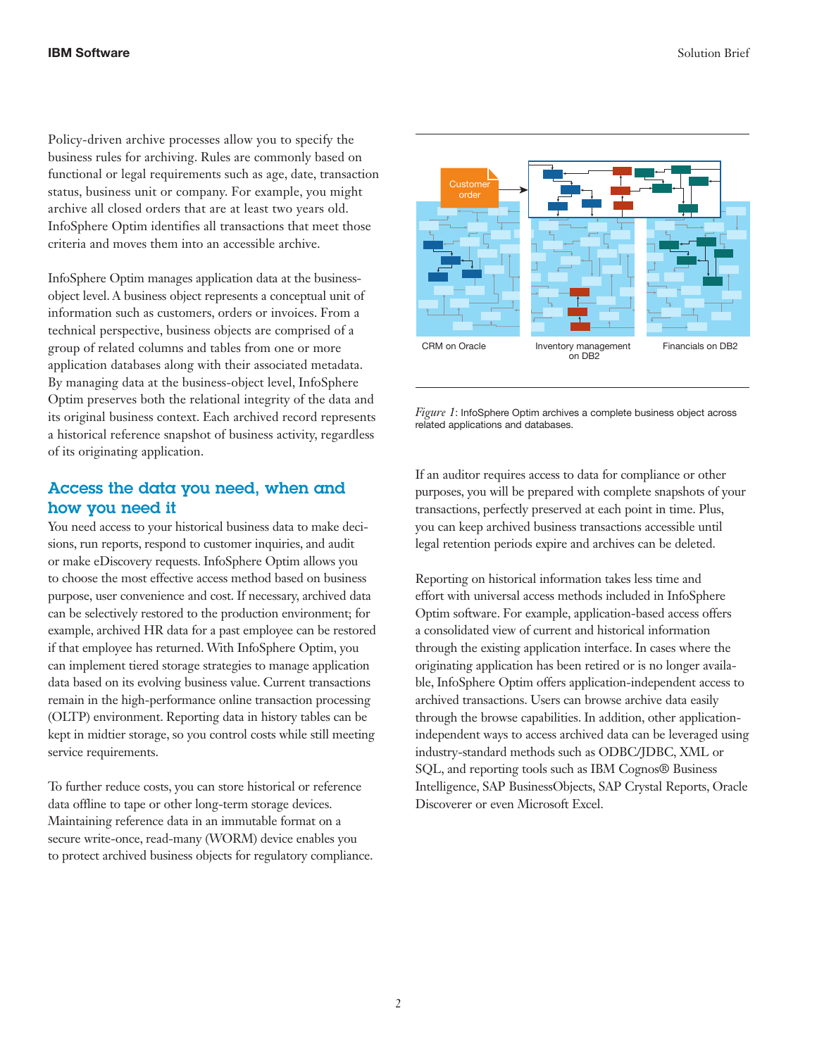Policy-driven archive processes allow you to specify the business rules for archiving. Rules are commonly based on functional or legal requirements such as age, date, transaction status, business unit or company. For example, you might archive all closed orders that are at least two years old. InfoSphere Optim identifies all transactions that meet those criteria and moves them into an accessible archive.

InfoSphere Optim manages application data at the business-object level. A business object represents a conceptual unit of information such as customers, orders or invoices. From a technical perspective, business objects are comprised of a group of related columns and tables from one or more application databases along with their associated metadata. By managing data at the business-object level, InfoSphere Optim preserves both the relational integrity of the data and its original business context. Each archived record represents a historical reference snapshot of business activity, regardless of its originating application.

## Access the data you need, when and how you need it

You need access to your historical business data to make decisions, run reports, respond to customer inquiries, and audit or make eDiscovery requests. InfoSphere Optim allows you to choose the most effective access method based on business purpose, user convenience and cost. If necessary, archived data can be selectively restored to the production environment; for example, archived HR data for a past employee can be restored if that employee has returned. With InfoSphere Optim, you can implement tiered storage strategies to manage application data based on its evolving business value. Current transactions remain in the high-performance online transaction processing (OLTP) environment. Reporting data in history tables can be kept in midtier storage, so you control costs while still meeting service requirements.

To further reduce costs, you can store historical or reference data offline to tape or other long-term storage devices. Maintaining reference data in an immutable format on a secure write-once, read-many (WORM) device enables you to protect archived business objects for regulatory compliance.

Customer order

CRM on Oracle | Inventory management on DB2 | Financials on DB2

*Figure 1*: InfoSphere Optim archives a complete business object across related applications and databases.

If an auditor requires access to data for compliance or other purposes, you will be prepared with complete snapshots of your transactions, perfectly preserved at each point in time. Plus, you can keep archived business transactions accessible until legal retention periods expire and archives can be deleted.

Reporting on historical information takes less time and effort with universal access methods included in InfoSphere Optim software. For example, application-based access offers a consolidated view of current and historical information through the existing application interface. In cases where the originating application has been retired or is no longer available, InfoSphere Optim offers application-independent access to archived transactions. Users can browse archive data easily through the browse capabilities. In addition, other application-independent ways to access archived data can be leveraged using industry-standard methods such as ODBC/JDBC, XML or SQL, and reporting tools such as IBM Cognos® Business Intelligence, SAP BusinessObjects, SAP Crystal Reports, Oracle Discoverer or even Microsoft Excel.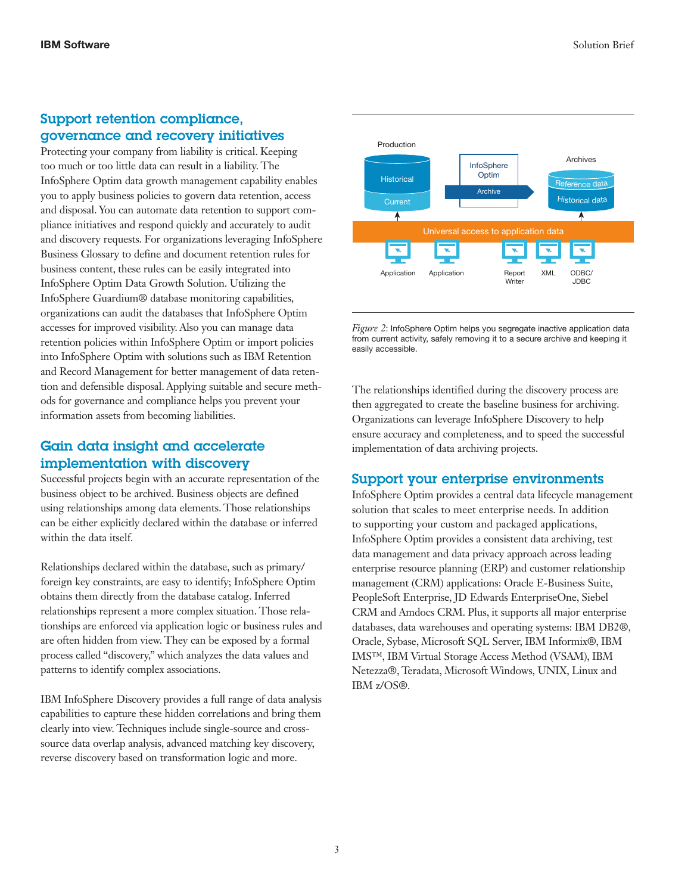## Support retention compliance, governance and recovery initiatives

Protecting your company from liability is critical. Keeping too much or too little data can result in a liability. The InfoSphere Optim data growth management capability enables you to apply business policies to govern data retention, access and disposal. You can automate data retention to support compliance initiatives and respond quickly and accurately to audit and discovery requests. For organizations leveraging InfoSphere Business Glossary to define and document retention rules for business content, these rules can be easily integrated into InfoSphere Optim Data Growth Solution. Utilizing the InfoSphere Guardium® database monitoring capabilities, organizations can audit the databases that InfoSphere Optim accesses for improved visibility. Also you can manage data retention policies within InfoSphere Optim or import policies into InfoSphere Optim with solutions such as IBM Retention and Record Management for better management of data retention and defensible disposal. Applying suitable and secure methods for governance and compliance helps you prevent your information assets from becoming liabilities.

## Gain data insight and accelerate implementation with discovery

Successful projects begin with an accurate representation of the business object to be archived. Business objects are defined using relationships among data elements. Those relationships can be either explicitly declared within the database or inferred within the data itself.

Relationships declared within the database, such as primary/foreign key constraints, are easy to identify; InfoSphere Optim obtains them directly from the database catalog. Inferred relationships represent a more complex situation. Those relationships are enforced via application logic or business rules and are often hidden from view. They can be exposed by a formal process called "discovery," which analyzes the data values and patterns to identify complex associations.

IBM InfoSphere Discovery provides a full range of data analysis capabilities to capture these hidden correlations and bring them clearly into view. Techniques include single-source and cross-source data overlap analysis, advanced matching key discovery, reverse discovery based on transformation logic and more.

*Figure 2*: InfoSphere Optim helps you segregate inactive application data from current activity, safely removing it to a secure archive and keeping it easily accessible.

The relationships identified during the discovery process are then aggregated to create the baseline business for archiving. Organizations can leverage InfoSphere Discovery to help ensure accuracy and completeness, and to speed the successful implementation of data archiving projects.

## Support your enterprise environments

InfoSphere Optim provides a central data lifecycle management solution that scales to meet enterprise needs. In addition to supporting your custom and packaged applications, InfoSphere Optim provides a consistent data archiving, test data management and data privacy approach across leading enterprise resource planning (ERP) and customer relationship management (CRM) applications: Oracle E-Business Suite, PeopleSoft Enterprise, JD Edwards EnterpriseOne, Siebel CRM and Amdocs CRM. Plus, it supports all major enterprise databases, data warehouses and operating systems: IBM DB2®, Oracle, Sybase, Microsoft SQL Server, IBM Informix®, IBM IMS™, IBM Virtual Storage Access Method (VSAM), IBM Netezza®, Teradata, Microsoft Windows, UNIX, Linux and IBM z/OS®.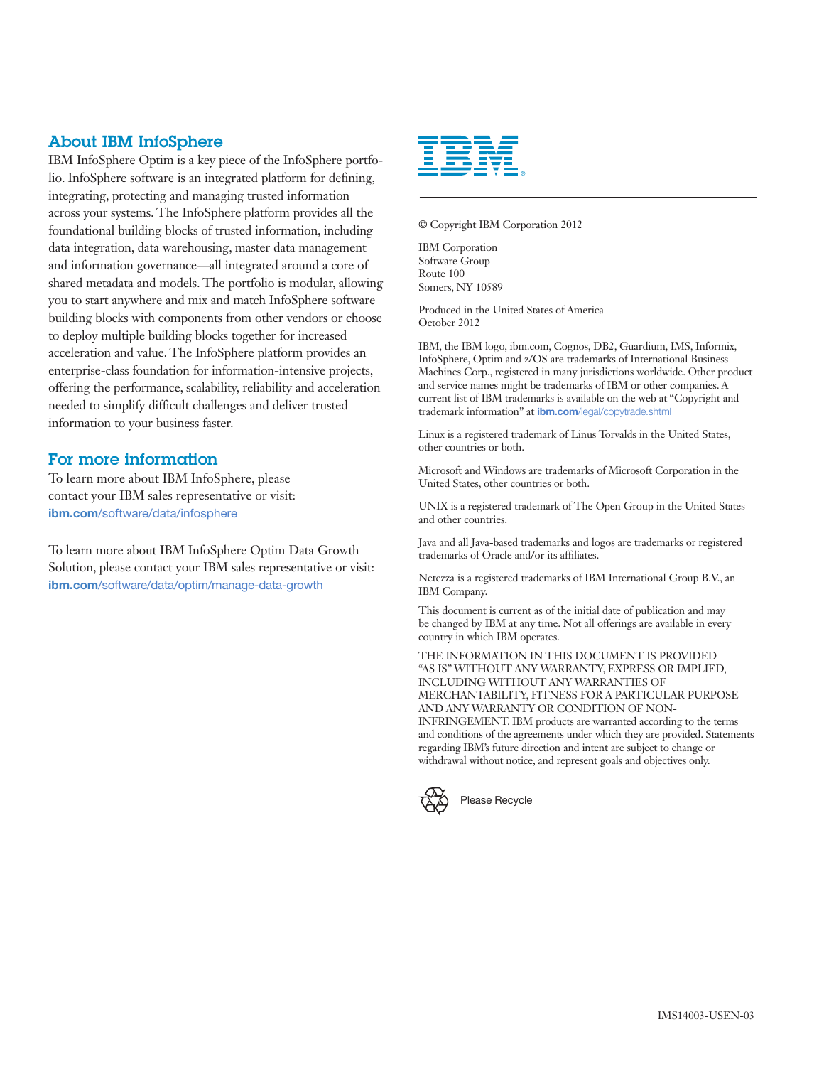## About IBM InfoSphere

IBM InfoSphere Optim is a key piece of the InfoSphere portfolio. InfoSphere software is an integrated platform for defining, integrating, protecting and managing trusted information across your systems. The InfoSphere platform provides all the foundational building blocks of trusted information, including data integration, data warehousing, master data management and information governance—all integrated around a core of shared metadata and models. The portfolio is modular, allowing you to start anywhere and mix and match InfoSphere software building blocks with components from other vendors or choose to deploy multiple building blocks together for increased acceleration and value. The InfoSphere platform provides an enterprise-class foundation for information-intensive projects, offering the performance, scalability, reliability and acceleration needed to simplify difficult challenges and deliver trusted information to your business faster.

## For more information

To learn more about IBM InfoSphere, please contact your IBM sales representative or visit: **ibm.com**/software/data/infosphere

To learn more about IBM InfoSphere Optim Data Growth Solution, please contact your IBM sales representative or visit: **ibm.com**/software/data/optim/manage-data-growth

---

© Copyright IBM Corporation 2012

IBM Corporation
Software Group
Route 100
Somers, NY 10589

Produced in the United States of America
October 2012

IBM, the IBM logo, ibm.com, Cognos, DB2, Guardium, IMS, Informix, InfoSphere, Optim and z/OS are trademarks of International Business Machines Corp., registered in many jurisdictions worldwide. Other product and service names might be trademarks of IBM or other companies. A current list of IBM trademarks is available on the web at "Copyright and trademark information" at **ibm.com**/legal/copytrade.shtml

Linux is a registered trademark of Linus Torvalds in the United States, other countries or both.

Microsoft and Windows are trademarks of Microsoft Corporation in the United States, other countries or both.

UNIX is a registered trademark of The Open Group in the United States and other countries.

Java and all Java-based trademarks and logos are trademarks or registered trademarks of Oracle and/or its affiliates.

Netezza is a registered trademarks of IBM International Group B.V., an IBM Company.

This document is current as of the initial date of publication and may be changed by IBM at any time. Not all offerings are available in every country in which IBM operates.

THE INFORMATION IN THIS DOCUMENT IS PROVIDED "AS IS" WITHOUT ANY WARRANTY, EXPRESS OR IMPLIED, INCLUDING WITHOUT ANY WARRANTIES OF MERCHANTABILITY, FITNESS FOR A PARTICULAR PURPOSE AND ANY WARRANTY OR CONDITION OF NON-INFRINGEMENT. IBM products are warranted according to the terms and conditions of the agreements under which they are provided. Statements regarding IBM's future direction and intent are subject to change or withdrawal without notice, and represent goals and objectives only.

Please Recycle

IMS14003-USEN-03